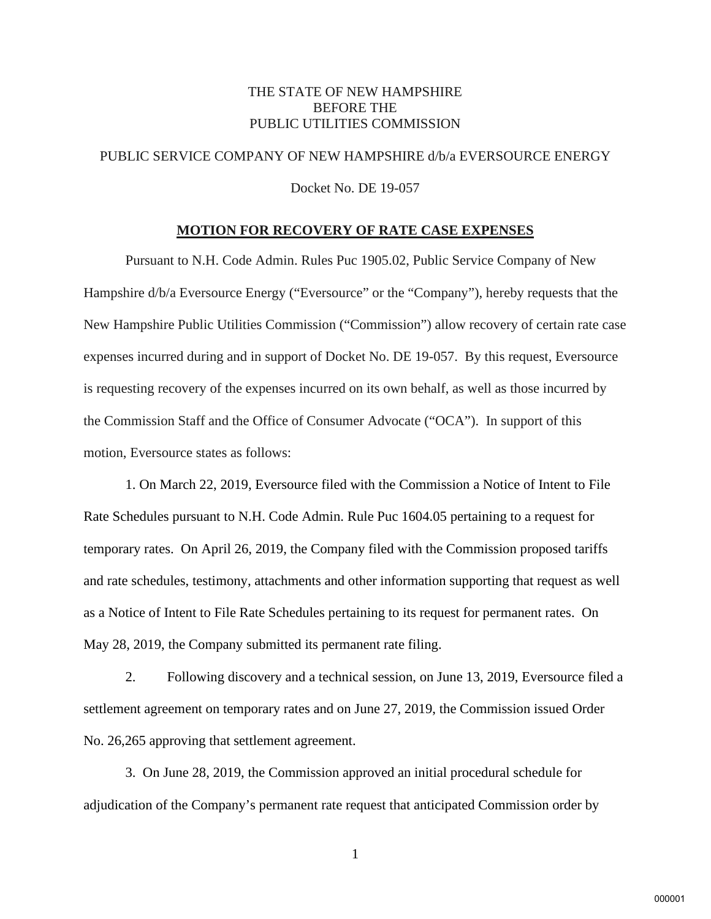THE STATE OF NEW HAMPSHIRE
BEFORE THE
PUBLIC UTILITIES COMMISSION

PUBLIC SERVICE COMPANY OF NEW HAMPSHIRE d/b/a EVERSOURCE ENERGY

Docket No. DE 19-057

**MOTION FOR RECOVERY OF RATE CASE EXPENSES**

Pursuant to N.H. Code Admin. Rules Puc 1905.02, Public Service Company of New Hampshire d/b/a Eversource Energy ("Eversource" or the "Company"), hereby requests that the New Hampshire Public Utilities Commission ("Commission") allow recovery of certain rate case expenses incurred during and in support of Docket No. DE 19-057. By this request, Eversource is requesting recovery of the expenses incurred on its own behalf, as well as those incurred by the Commission Staff and the Office of Consumer Advocate ("OCA"). In support of this motion, Eversource states as follows:

1. On March 22, 2019, Eversource filed with the Commission a Notice of Intent to File Rate Schedules pursuant to N.H. Code Admin. Rule Puc 1604.05 pertaining to a request for temporary rates. On April 26, 2019, the Company filed with the Commission proposed tariffs and rate schedules, testimony, attachments and other information supporting that request as well as a Notice of Intent to File Rate Schedules pertaining to its request for permanent rates. On May 28, 2019, the Company submitted its permanent rate filing.

2. Following discovery and a technical session, on June 13, 2019, Eversource filed a settlement agreement on temporary rates and on June 27, 2019, the Commission issued Order No. 26,265 approving that settlement agreement.

3. On June 28, 2019, the Commission approved an initial procedural schedule for adjudication of the Company's permanent rate request that anticipated Commission order by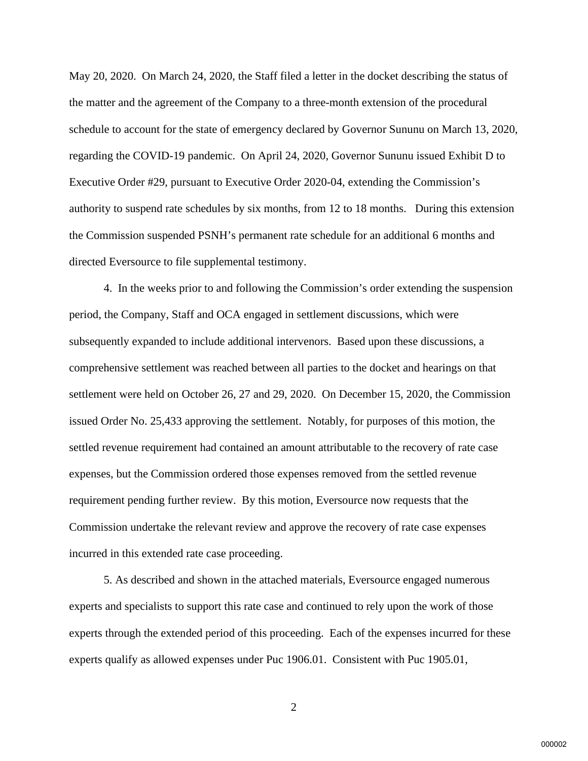May 20, 2020. On March 24, 2020, the Staff filed a letter in the docket describing the status of the matter and the agreement of the Company to a three-month extension of the procedural schedule to account for the state of emergency declared by Governor Sununu on March 13, 2020, regarding the COVID-19 pandemic. On April 24, 2020, Governor Sununu issued Exhibit D to Executive Order #29, pursuant to Executive Order 2020-04, extending the Commission's authority to suspend rate schedules by six months, from 12 to 18 months. During this extension the Commission suspended PSNH's permanent rate schedule for an additional 6 months and directed Eversource to file supplemental testimony.

4. In the weeks prior to and following the Commission's order extending the suspension period, the Company, Staff and OCA engaged in settlement discussions, which were subsequently expanded to include additional intervenors. Based upon these discussions, a comprehensive settlement was reached between all parties to the docket and hearings on that settlement were held on October 26, 27 and 29, 2020. On December 15, 2020, the Commission issued Order No. 25,433 approving the settlement. Notably, for purposes of this motion, the settled revenue requirement had contained an amount attributable to the recovery of rate case expenses, but the Commission ordered those expenses removed from the settled revenue requirement pending further review. By this motion, Eversource now requests that the Commission undertake the relevant review and approve the recovery of rate case expenses incurred in this extended rate case proceeding.

5. As described and shown in the attached materials, Eversource engaged numerous experts and specialists to support this rate case and continued to rely upon the work of those experts through the extended period of this proceeding. Each of the expenses incurred for these experts qualify as allowed expenses under Puc 1906.01. Consistent with Puc 1905.01,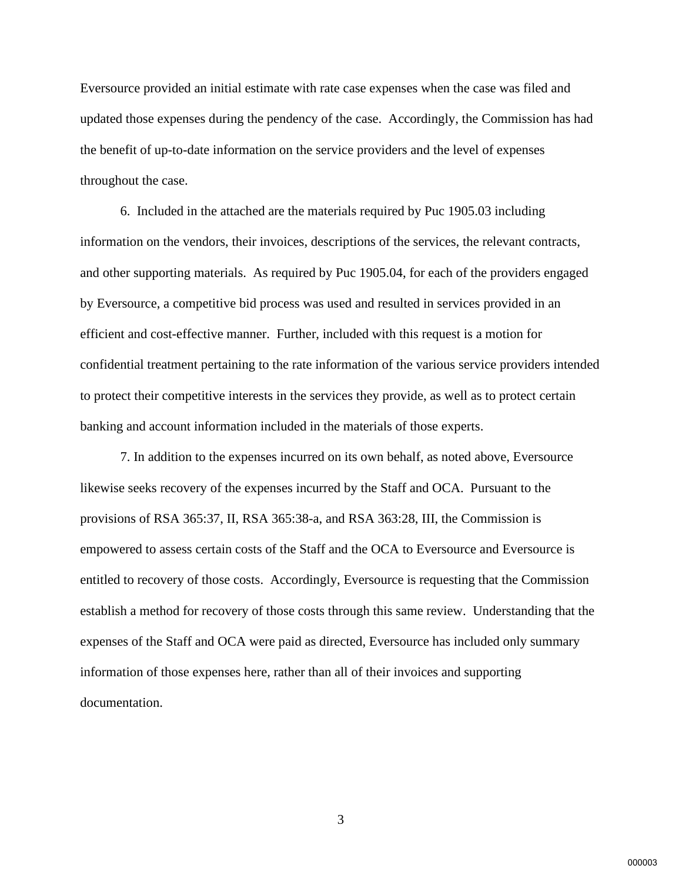Eversource provided an initial estimate with rate case expenses when the case was filed and updated those expenses during the pendency of the case. Accordingly, the Commission has had the benefit of up-to-date information on the service providers and the level of expenses throughout the case.

6. Included in the attached are the materials required by Puc 1905.03 including information on the vendors, their invoices, descriptions of the services, the relevant contracts, and other supporting materials. As required by Puc 1905.04, for each of the providers engaged by Eversource, a competitive bid process was used and resulted in services provided in an efficient and cost-effective manner. Further, included with this request is a motion for confidential treatment pertaining to the rate information of the various service providers intended to protect their competitive interests in the services they provide, as well as to protect certain banking and account information included in the materials of those experts.

7. In addition to the expenses incurred on its own behalf, as noted above, Eversource likewise seeks recovery of the expenses incurred by the Staff and OCA. Pursuant to the provisions of RSA 365:37, II, RSA 365:38-a, and RSA 363:28, III, the Commission is empowered to assess certain costs of the Staff and the OCA to Eversource and Eversource is entitled to recovery of those costs. Accordingly, Eversource is requesting that the Commission establish a method for recovery of those costs through this same review. Understanding that the expenses of the Staff and OCA were paid as directed, Eversource has included only summary information of those expenses here, rather than all of their invoices and supporting documentation.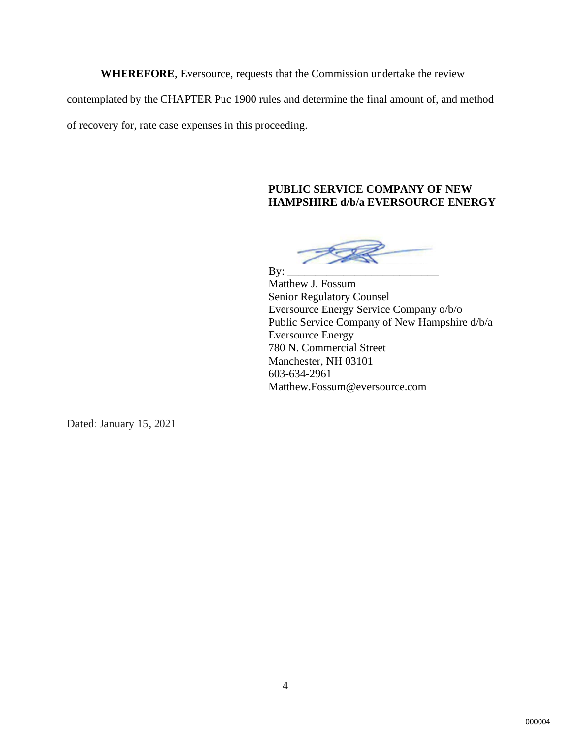**WHEREFORE**, Eversource, requests that the Commission undertake the review contemplated by the CHAPTER Puc 1900 rules and determine the final amount of, and method of recovery for, rate case expenses in this proceeding.

**PUBLIC SERVICE COMPANY OF NEW HAMPSHIRE d/b/a EVERSOURCE ENERGY**

By: ___________________________
Matthew J. Fossum
Senior Regulatory Counsel
Eversource Energy Service Company o/b/o
Public Service Company of New Hampshire d/b/a
Eversource Energy
780 N. Commercial Street
Manchester, NH 03101
603-634-2961
Matthew.Fossum@eversource.com

Dated: January 15, 2021

000004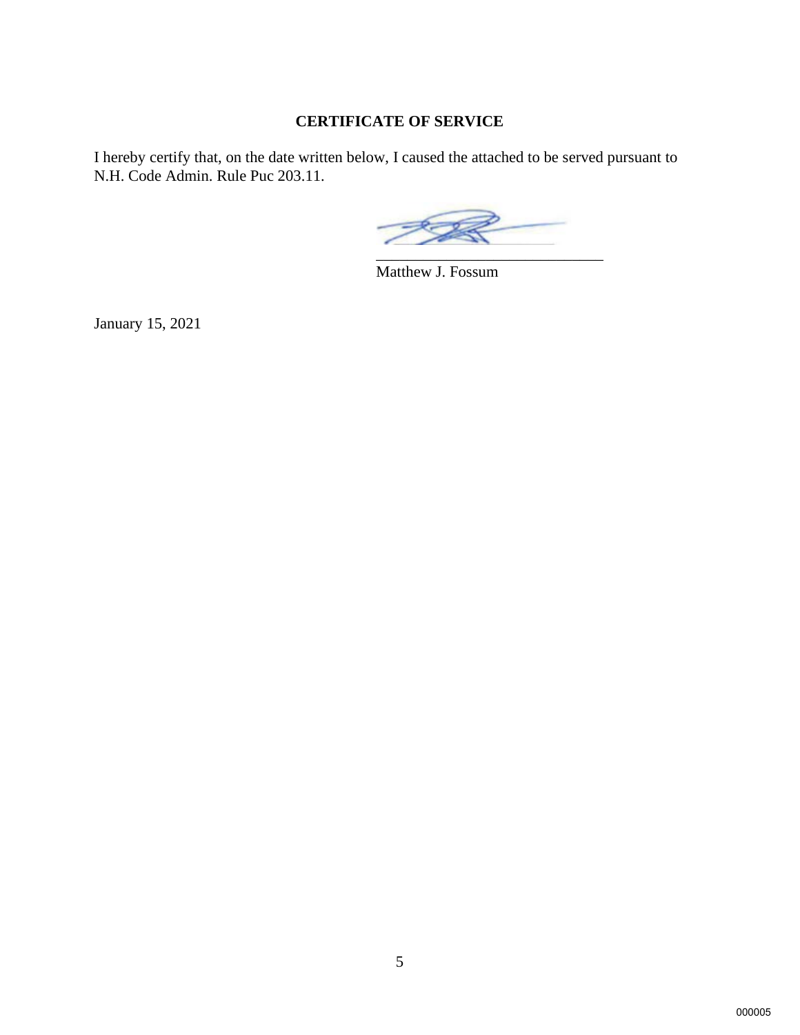**CERTIFICATE OF SERVICE**

I hereby certify that, on the date written below, I caused the attached to be served pursuant to N.H. Code Admin. Rule Puc 203.11.

\_\_\_\_\_\_\_\_\_\_\_\_\_\_\_\_\_\_\_\_\_\_\_\_\_\_\_\_\_\_
Matthew J. Fossum

January 15, 2021